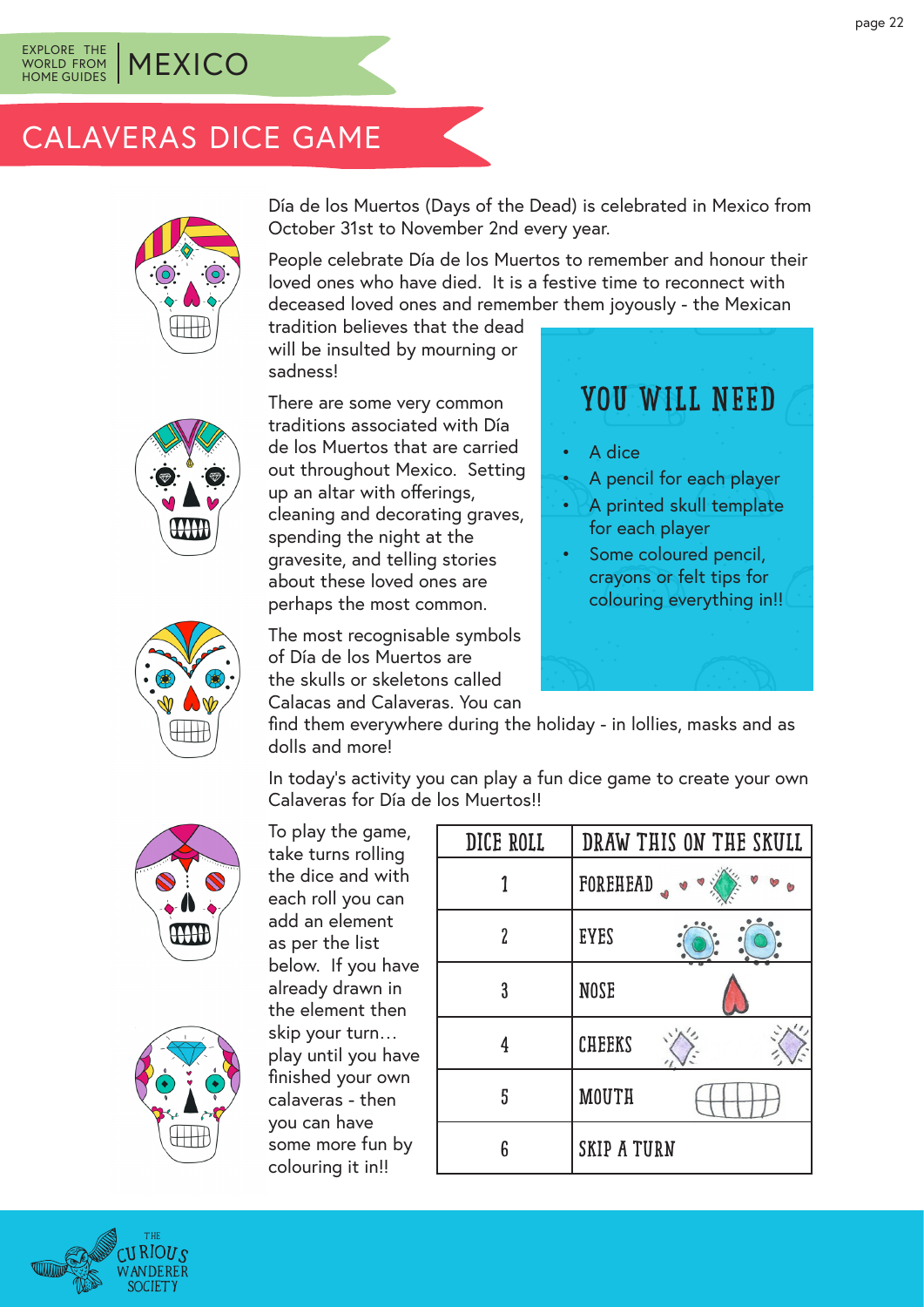EXPLORE THE WORLD FROM HOME GUIDES | MEXICO

# CALAVERAS DICE GAME

Día de los Muertos (Days of the Dead) is celebrated in Mexico from October 31st to November 2nd every year.

People celebrate Día de los Muertos to remember and honour their loved ones who have died. It is a festive time to reconnect with deceased loved ones and remember them joyously - the Mexican tradition believes that the dead will be insulted by mourning or sadness!

There are some very common traditions associated with Día de los Muertos that are carried out throughout Mexico. Setting up an altar with offerings, cleaning and decorating graves, spending the night at the gravesite, and telling stories about these loved ones are perhaps the most common.

The most recognisable symbols of Día de los Muertos are the skulls or skeletons called Calacas and Calaveras. You can find them everywhere during the holiday - in lollies, masks and as dolls and more!

## YOU WILL NEED

- A dice
- A pencil for each player
- A printed skull template for each player
- Some coloured pencil, crayons or felt tips for colouring everything in!!

In today's activity you can play a fun dice game to create your own Calaveras for Día de los Muertos!!

To play the game, take turns rolling the dice and with each roll you can add an element as per the list below. If you have already drawn in the element then skip your turn… play until you have finished your own calaveras - then you can have some more fun by colouring it in!!

| DICE ROLL | DRAW THIS ON THE SKULL |
|---|---|
| 1 | FOREHEAD |
| 2 | EYES |
| 3 | NOSE |
| 4 | CHEEKS |
| 5 | MOUTH |
| 6 | SKIP A TURN |

THE CURIOUS WANDERER SOCIETY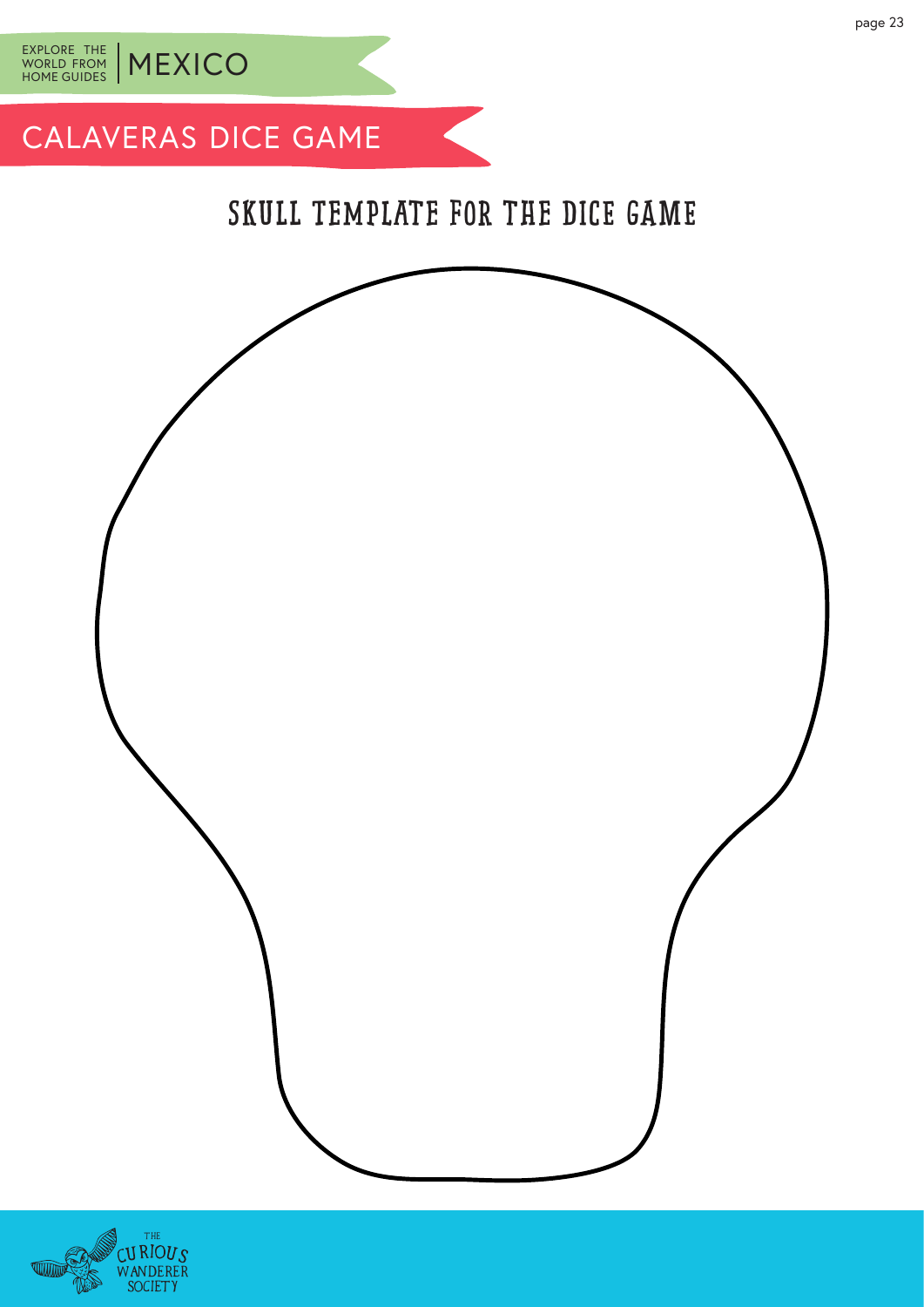EXPLORE THE WORLD FROM HOME GUIDES | MEXICO

# CALAVERAS DICE GAME

## SKULL TEMPLATE FOR THE DICE GAME